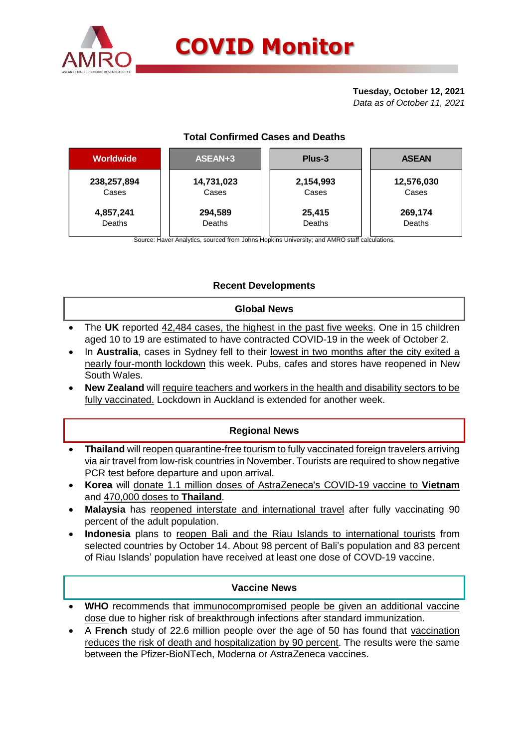# COVID Monitor

**Tuesday, October 12, 2021**
*Data as of October 11, 2021*

## Total Confirmed Cases and Deaths

| Worldwide | ASEAN+3 | Plus-3 | ASEAN |
|---|---|---|---|
| **238,257,894** Cases | **14,731,023** Cases | **2,154,993** Cases | **12,576,030** Cases |
| **4,857,241** Deaths | **294,589** Deaths | **25,415** Deaths | **269,174** Deaths |

Source: Haver Analytics, sourced from Johns Hopkins University; and AMRO staff calculations.

## Recent Developments

### Global News

- The **UK** reported 42,484 cases, the highest in the past five weeks. One in 15 children aged 10 to 19 are estimated to have contracted COVID-19 in the week of October 2.
- In **Australia**, cases in Sydney fell to their lowest in two months after the city exited a nearly four-month lockdown this week. Pubs, cafes and stores have reopened in New South Wales.
- **New Zealand** will require teachers and workers in the health and disability sectors to be fully vaccinated. Lockdown in Auckland is extended for another week.

### Regional News

- **Thailand** will reopen quarantine-free tourism to fully vaccinated foreign travelers arriving via air travel from low-risk countries in November. Tourists are required to show negative PCR test before departure and upon arrival.
- **Korea** will donate 1.1 million doses of AstraZeneca's COVID-19 vaccine to **Vietnam** and 470,000 doses to **Thailand**.
- **Malaysia** has reopened interstate and international travel after fully vaccinating 90 percent of the adult population.
- **Indonesia** plans to reopen Bali and the Riau Islands to international tourists from selected countries by October 14. About 98 percent of Bali's population and 83 percent of Riau Islands' population have received at least one dose of COVD-19 vaccine.

### Vaccine News

- **WHO** recommends that immunocompromised people be given an additional vaccine dose due to higher risk of breakthrough infections after standard immunization.
- A **French** study of 22.6 million people over the age of 50 has found that vaccination reduces the risk of death and hospitalization by 90 percent. The results were the same between the Pfizer-BioNTech, Moderna or AstraZeneca vaccines.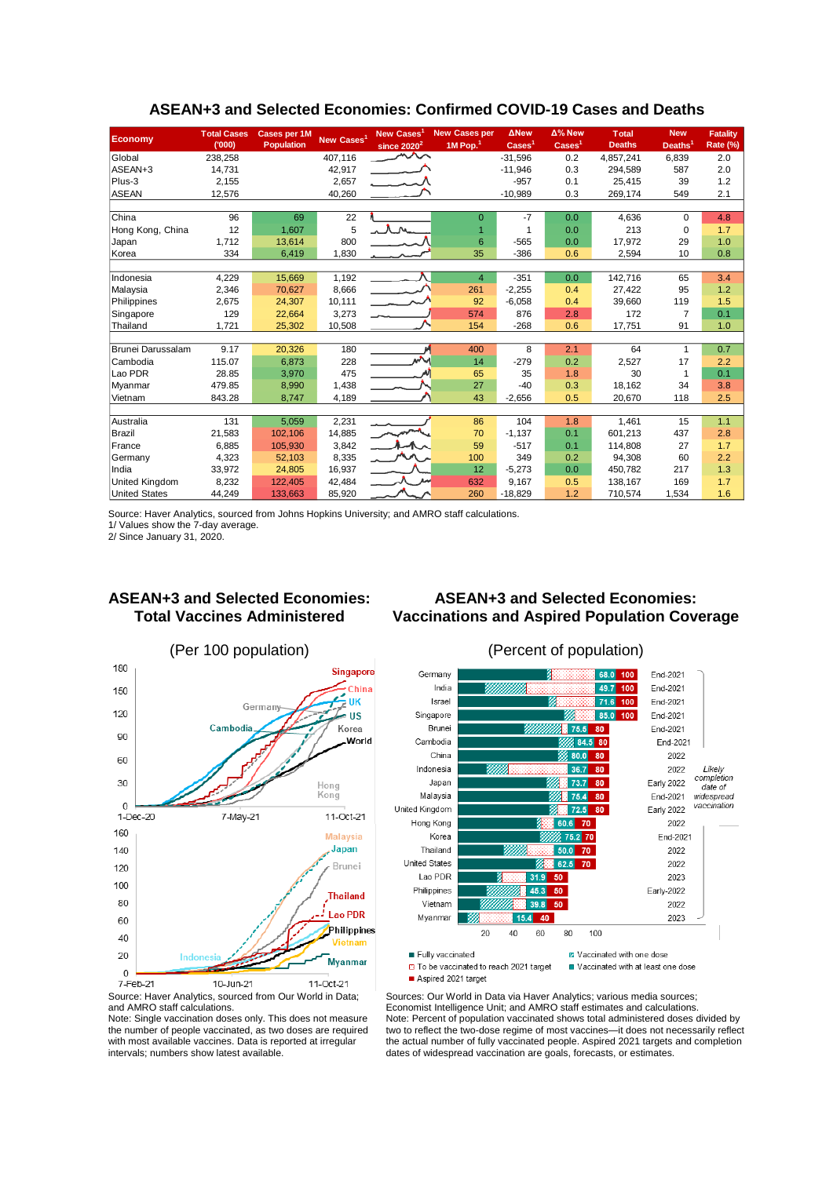## ASEAN+3 and Selected Economies: Confirmed COVID-19 Cases and Deaths

| Economy | Total Cases ('000) | Cases per 1M Population | New Cases[1] | New Cases[1] since 2020[2] | New Cases per 1M Pop.[1] | ΔNew Cases[1] | Δ% New Cases[1] | Total Deaths | New Deaths[1] | Fatality Rate (%) |
|---|---|---|---|---|---|---|---|---|---|---|
| Global | 238,258 | | 407,116 | | | -31,596 | 0.2 | 4,857,241 | 6,839 | 2.0 |
| ASEAN+3 | 14,731 | | 42,917 | | | -11,946 | 0.3 | 294,589 | 587 | 2.0 |
| Plus-3 | 2,155 | | 2,657 | | | -957 | 0.1 | 25,415 | 39 | 1.2 |
| ASEAN | 12,576 | | 40,260 | | | -10,989 | 0.3 | 269,174 | 549 | 2.1 |
| | | | | | | | | | | |
| China | 96 | 69 | 22 | | 0 | -7 | 0.0 | 4,636 | 0 | 4.8 |
| Hong Kong, China | 12 | 1,607 | 5 | | 1 | 1 | 0.0 | 213 | 0 | 1.7 |
| Japan | 1,712 | 13,614 | 800 | | 6 | -565 | 0.0 | 17,972 | 29 | 1.0 |
| Korea | 334 | 6,419 | 1,830 | | 35 | -386 | 0.6 | 2,594 | 10 | 0.8 |
| | | | | | | | | | | |
| Indonesia | 4,229 | 15,669 | 1,192 | | 4 | -351 | 0.0 | 142,716 | 65 | 3.4 |
| Malaysia | 2,346 | 70,627 | 8,666 | | 261 | -2,255 | 0.4 | 27,422 | 95 | 1.2 |
| Philippines | 2,675 | 24,307 | 10,111 | | 92 | -6,058 | 0.4 | 39,660 | 119 | 1.5 |
| Singapore | 129 | 22,664 | 3,273 | | 574 | 876 | 2.8 | 172 | 7 | 0.1 |
| Thailand | 1,721 | 25,302 | 10,508 | | 154 | -268 | 0.6 | 17,751 | 91 | 1.0 |
| | | | | | | | | | | |
| Brunei Darussalam | 9.17 | 20,326 | 180 | | 400 | 8 | 2.1 | 64 | 1 | 0.7 |
| Cambodia | 115.07 | 6,873 | 228 | | 14 | -279 | 0.2 | 2,527 | 17 | 2.2 |
| Lao PDR | 28.85 | 3,970 | 475 | | 65 | 35 | 1.8 | 30 | 1 | 0.1 |
| Myanmar | 479.85 | 8,990 | 1,438 | | 27 | -40 | 0.3 | 18,162 | 34 | 3.8 |
| Vietnam | 843.28 | 8,747 | 4,189 | | 43 | -2,656 | 0.5 | 20,670 | 118 | 2.5 |
| | | | | | | | | | | |
| Australia | 131 | 5,059 | 2,231 | | 86 | 104 | 1.8 | 1,461 | 15 | 1.1 |
| Brazil | 21,583 | 102,106 | 14,885 | | 70 | -1,137 | 0.1 | 601,213 | 437 | 2.8 |
| France | 6,885 | 105,930 | 3,842 | | 59 | -517 | 0.1 | 114,808 | 27 | 1.7 |
| Germany | 4,323 | 52,103 | 8,335 | | 100 | 349 | 0.2 | 94,308 | 60 | 2.2 |
| India | 33,972 | 24,805 | 16,937 | | 12 | -5,273 | 0.0 | 450,782 | 217 | 1.3 |
| United Kingdom | 8,232 | 122,405 | 42,484 | | 632 | 9,167 | 0.5 | 138,167 | 169 | 1.7 |
| United States | 44,249 | 133,663 | 85,920 | | 260 | -18,829 | 1.2 | 710,574 | 1,534 | 1.6 |

Source: Haver Analytics, sourced from Johns Hopkins University; and AMRO staff calculations.
1/ Values show the 7-day average.
2/ Since January 31, 2020.

## ASEAN+3 and Selected Economies: Total Vaccines Administered

(Per 100 population)

180
150
120
90
60
30
0
1-Dec-20
7-May-21
11-Oct-21
Singapore
China
UK
US
Germany
Cambodia
Korea
World
Hong Kong

160
140
120
100
80
60
40
20
0
7-Feb-21
10-Jun-21
11-Oct-21
Malaysia
Japan
Brunei
Thailand
Lao PDR
Philippines
Vietnam
Indonesia
Myanmar

Source: Haver Analytics, sourced from Our World in Data; and AMRO staff calculations.
Note: Single vaccination doses only. This does not measure the number of people vaccinated, as two doses are required with most available vaccines. Data is reported at irregular intervals; numbers show latest available.

## ASEAN+3 and Selected Economies: Vaccinations and Aspired Population Coverage

(Percent of population)

Germany 68.0 100 End-2021
India 49.7 100 End-2021
Israel 71.6 100 End-2021
Singapore 85.0 100 End-2021
Brunei 75.5 80 End-2021
Cambodia 84.5 80 End-2021
China 80.0 80 2022
Indonesia 36.7 80 2022
Japan 73.7 80 Early 2022
Malaysia 76.4 80 End-2021
United Kingdom 72.5 80 Early 2022
Hong Kong 60.6 70 2022
Korea 75.2 70 End-2021
Thailand 50.0 70 2022
United States 62.5 70 2022
Lao PDR 31.9 50 2023
Philippines 45.3 50 Early-2022
Vietnam 39.8 50 2022
Myanmar 15.4 40 2023

20 40 60 80 100

*Likely completion date of widespread vaccination*

Fully vaccinated
Vaccinated with one dose
To be vaccinated to reach 2021 target
Vaccinated with at least one dose
Aspired 2021 target

Sources: Our World in Data via Haver Analytics; various media sources; Economist Intelligence Unit; and AMRO staff estimates and calculations.
Note: Percent of population vaccinated shows total administered doses divided by two to reflect the two-dose regime of most vaccines—it does not necessarily reflect the actual number of fully vaccinated people. Aspired 2021 targets and completion dates of widespread vaccination are goals, forecasts, or estimates.